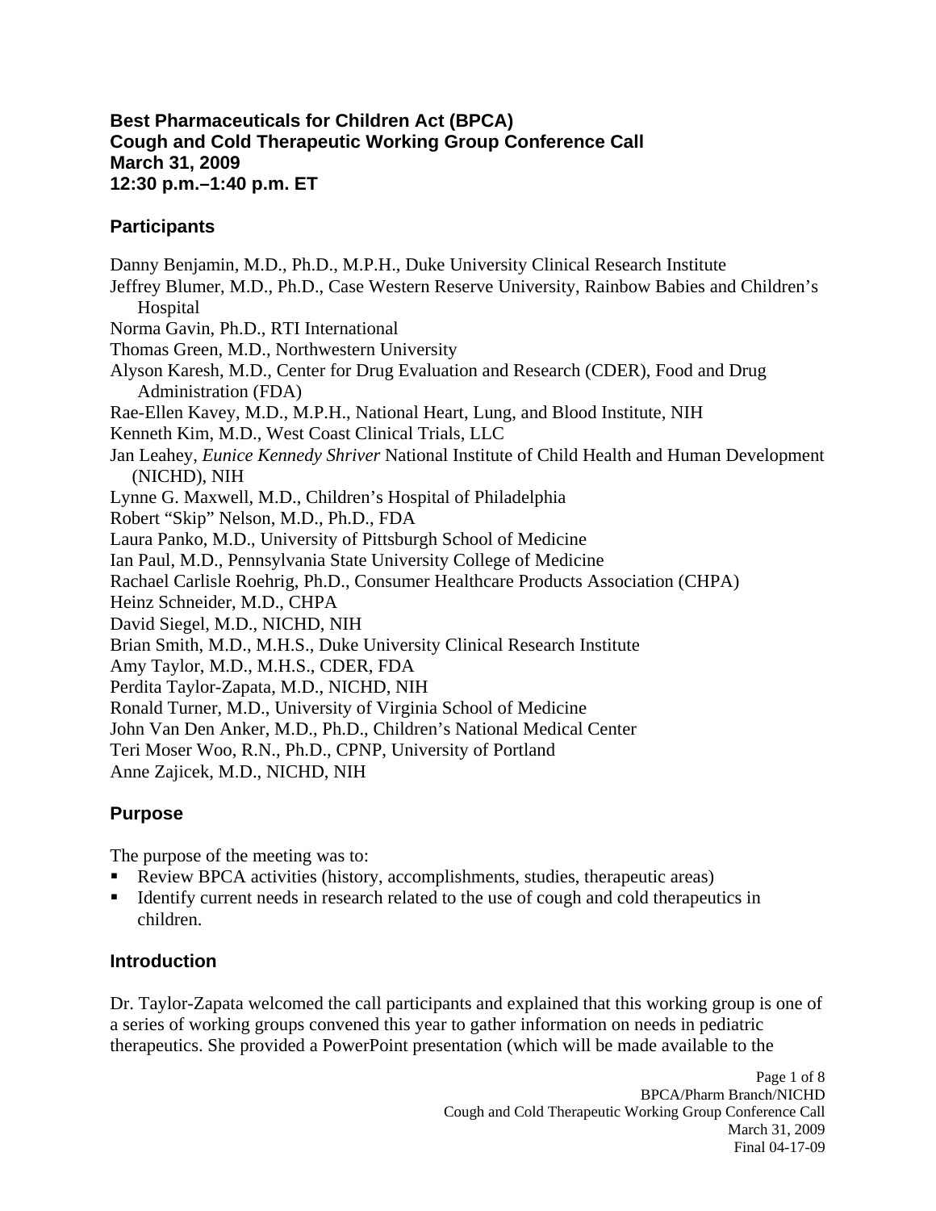# Best Pharmaceuticals for Children Act (BPCA)
# Cough and Cold Therapeutic Working Group Conference Call
# March 31, 2009
# 12:30 p.m.–1:40 p.m. ET

## Participants

Danny Benjamin, M.D., Ph.D., M.P.H., Duke University Clinical Research Institute
Jeffrey Blumer, M.D., Ph.D., Case Western Reserve University, Rainbow Babies and Children's Hospital
Norma Gavin, Ph.D., RTI International
Thomas Green, M.D., Northwestern University
Alyson Karesh, M.D., Center for Drug Evaluation and Research (CDER), Food and Drug Administration (FDA)
Rae-Ellen Kavey, M.D., M.P.H., National Heart, Lung, and Blood Institute, NIH
Kenneth Kim, M.D., West Coast Clinical Trials, LLC
Jan Leahey, *Eunice Kennedy Shriver* National Institute of Child Health and Human Development (NICHD), NIH
Lynne G. Maxwell, M.D., Children's Hospital of Philadelphia
Robert "Skip" Nelson, M.D., Ph.D., FDA
Laura Panko, M.D., University of Pittsburgh School of Medicine
Ian Paul, M.D., Pennsylvania State University College of Medicine
Rachael Carlisle Roehrig, Ph.D., Consumer Healthcare Products Association (CHPA)
Heinz Schneider, M.D., CHPA
David Siegel, M.D., NICHD, NIH
Brian Smith, M.D., M.H.S., Duke University Clinical Research Institute
Amy Taylor, M.D., M.H.S., CDER, FDA
Perdita Taylor-Zapata, M.D., NICHD, NIH
Ronald Turner, M.D., University of Virginia School of Medicine
John Van Den Anker, M.D., Ph.D., Children's National Medical Center
Teri Moser Woo, R.N., Ph.D., CPNP, University of Portland
Anne Zajicek, M.D., NICHD, NIH

## Purpose

The purpose of the meeting was to:

- Review BPCA activities (history, accomplishments, studies, therapeutic areas)
- Identify current needs in research related to the use of cough and cold therapeutics in children.

## Introduction

Dr. Taylor-Zapata welcomed the call participants and explained that this working group is one of a series of working groups convened this year to gather information on needs in pediatric therapeutics. She provided a PowerPoint presentation (which will be made available to the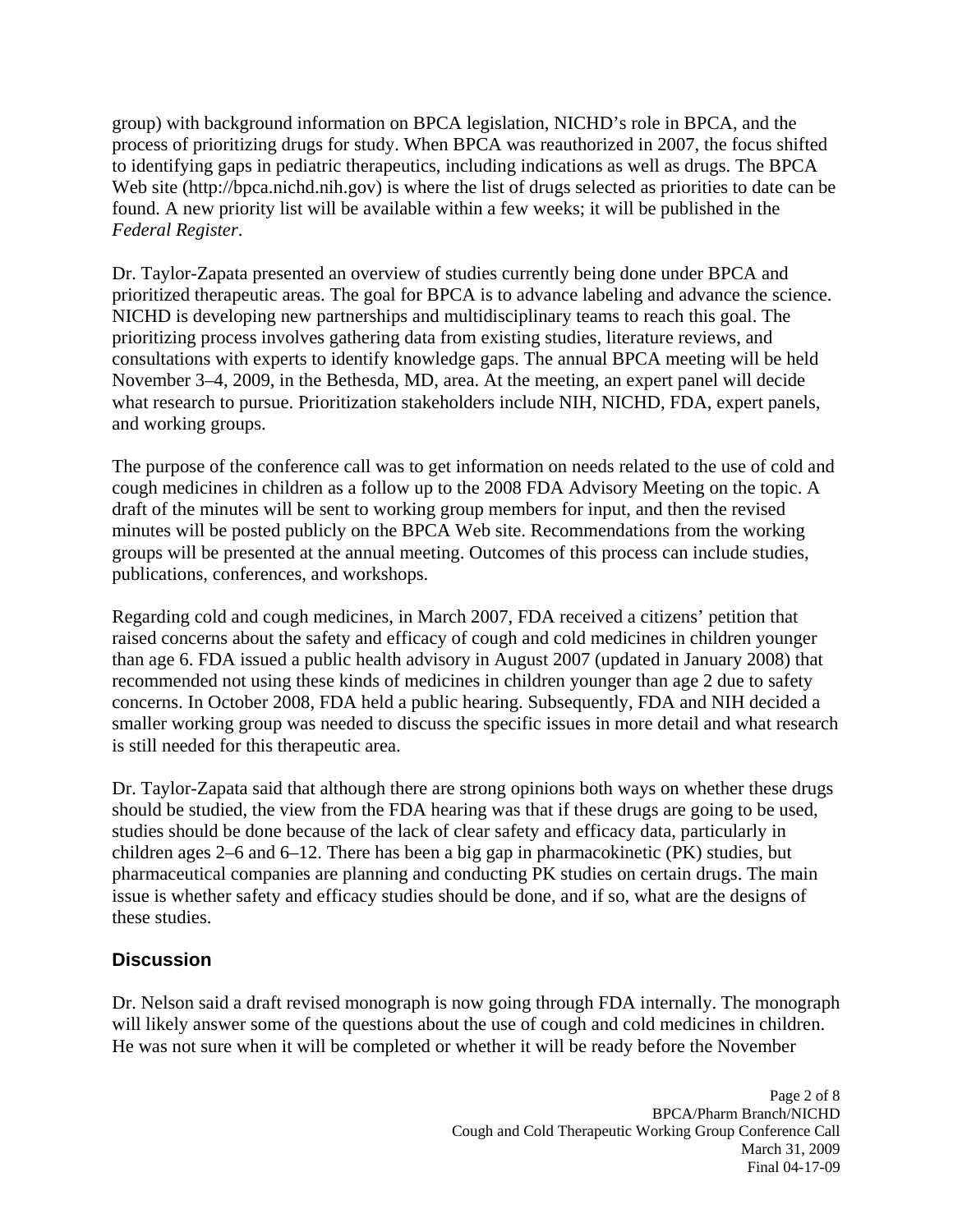group) with background information on BPCA legislation, NICHD's role in BPCA, and the process of prioritizing drugs for study. When BPCA was reauthorized in 2007, the focus shifted to identifying gaps in pediatric therapeutics, including indications as well as drugs. The BPCA Web site (http://bpca.nichd.nih.gov) is where the list of drugs selected as priorities to date can be found. A new priority list will be available within a few weeks; it will be published in the *Federal Register*.

Dr. Taylor-Zapata presented an overview of studies currently being done under BPCA and prioritized therapeutic areas. The goal for BPCA is to advance labeling and advance the science. NICHD is developing new partnerships and multidisciplinary teams to reach this goal. The prioritizing process involves gathering data from existing studies, literature reviews, and consultations with experts to identify knowledge gaps. The annual BPCA meeting will be held November 3–4, 2009, in the Bethesda, MD, area. At the meeting, an expert panel will decide what research to pursue. Prioritization stakeholders include NIH, NICHD, FDA, expert panels, and working groups.

The purpose of the conference call was to get information on needs related to the use of cold and cough medicines in children as a follow up to the 2008 FDA Advisory Meeting on the topic. A draft of the minutes will be sent to working group members for input, and then the revised minutes will be posted publicly on the BPCA Web site. Recommendations from the working groups will be presented at the annual meeting. Outcomes of this process can include studies, publications, conferences, and workshops.

Regarding cold and cough medicines, in March 2007, FDA received a citizens' petition that raised concerns about the safety and efficacy of cough and cold medicines in children younger than age 6. FDA issued a public health advisory in August 2007 (updated in January 2008) that recommended not using these kinds of medicines in children younger than age 2 due to safety concerns. In October 2008, FDA held a public hearing. Subsequently, FDA and NIH decided a smaller working group was needed to discuss the specific issues in more detail and what research is still needed for this therapeutic area.

Dr. Taylor-Zapata said that although there are strong opinions both ways on whether these drugs should be studied, the view from the FDA hearing was that if these drugs are going to be used, studies should be done because of the lack of clear safety and efficacy data, particularly in children ages 2–6 and 6–12. There has been a big gap in pharmacokinetic (PK) studies, but pharmaceutical companies are planning and conducting PK studies on certain drugs. The main issue is whether safety and efficacy studies should be done, and if so, what are the designs of these studies.

## Discussion

Dr. Nelson said a draft revised monograph is now going through FDA internally. The monograph will likely answer some of the questions about the use of cough and cold medicines in children. He was not sure when it will be completed or whether it will be ready before the November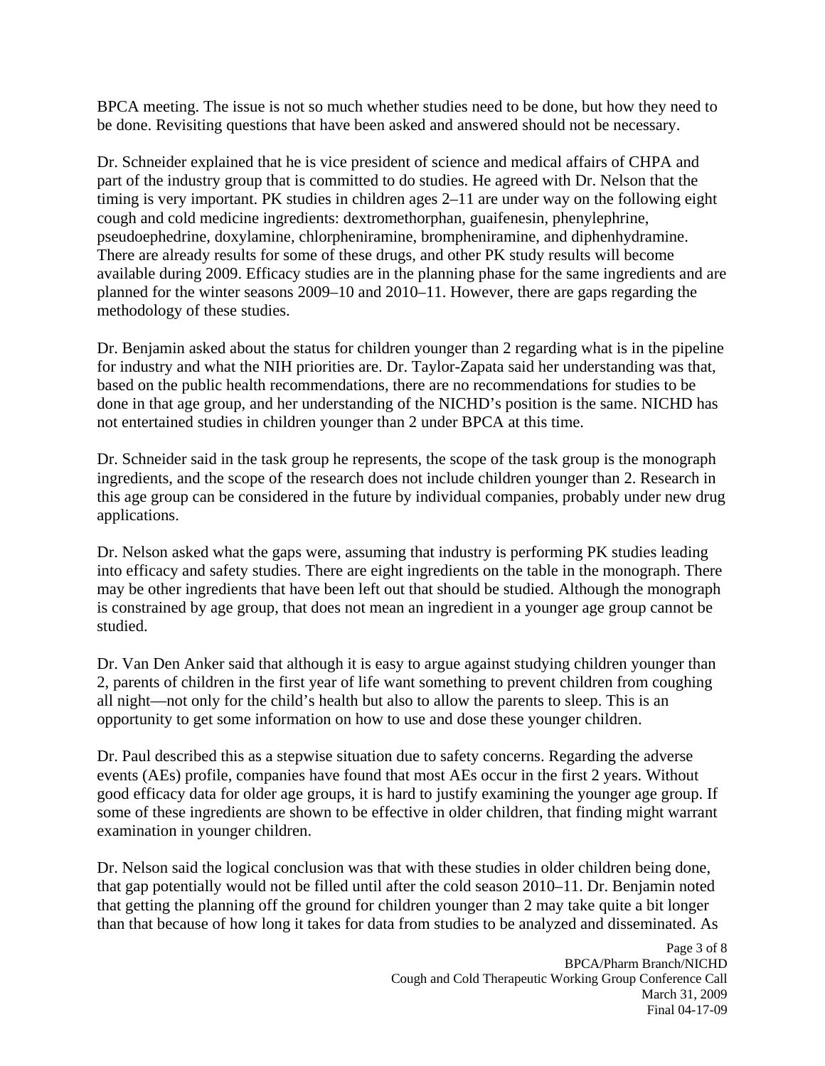BPCA meeting. The issue is not so much whether studies need to be done, but how they need to be done. Revisiting questions that have been asked and answered should not be necessary.

Dr. Schneider explained that he is vice president of science and medical affairs of CHPA and part of the industry group that is committed to do studies. He agreed with Dr. Nelson that the timing is very important. PK studies in children ages 2–11 are under way on the following eight cough and cold medicine ingredients: dextromethorphan, guaifenesin, phenylephrine, pseudoephedrine, doxylamine, chlorpheniramine, brompheniramine, and diphenhydramine. There are already results for some of these drugs, and other PK study results will become available during 2009. Efficacy studies are in the planning phase for the same ingredients and are planned for the winter seasons 2009–10 and 2010–11. However, there are gaps regarding the methodology of these studies.

Dr. Benjamin asked about the status for children younger than 2 regarding what is in the pipeline for industry and what the NIH priorities are. Dr. Taylor-Zapata said her understanding was that, based on the public health recommendations, there are no recommendations for studies to be done in that age group, and her understanding of the NICHD's position is the same. NICHD has not entertained studies in children younger than 2 under BPCA at this time.

Dr. Schneider said in the task group he represents, the scope of the task group is the monograph ingredients, and the scope of the research does not include children younger than 2. Research in this age group can be considered in the future by individual companies, probably under new drug applications.

Dr. Nelson asked what the gaps were, assuming that industry is performing PK studies leading into efficacy and safety studies. There are eight ingredients on the table in the monograph. There may be other ingredients that have been left out that should be studied. Although the monograph is constrained by age group, that does not mean an ingredient in a younger age group cannot be studied.

Dr. Van Den Anker said that although it is easy to argue against studying children younger than 2, parents of children in the first year of life want something to prevent children from coughing all night—not only for the child's health but also to allow the parents to sleep. This is an opportunity to get some information on how to use and dose these younger children.

Dr. Paul described this as a stepwise situation due to safety concerns. Regarding the adverse events (AEs) profile, companies have found that most AEs occur in the first 2 years. Without good efficacy data for older age groups, it is hard to justify examining the younger age group. If some of these ingredients are shown to be effective in older children, that finding might warrant examination in younger children.

Dr. Nelson said the logical conclusion was that with these studies in older children being done, that gap potentially would not be filled until after the cold season 2010–11. Dr. Benjamin noted that getting the planning off the ground for children younger than 2 may take quite a bit longer than that because of how long it takes for data from studies to be analyzed and disseminated. As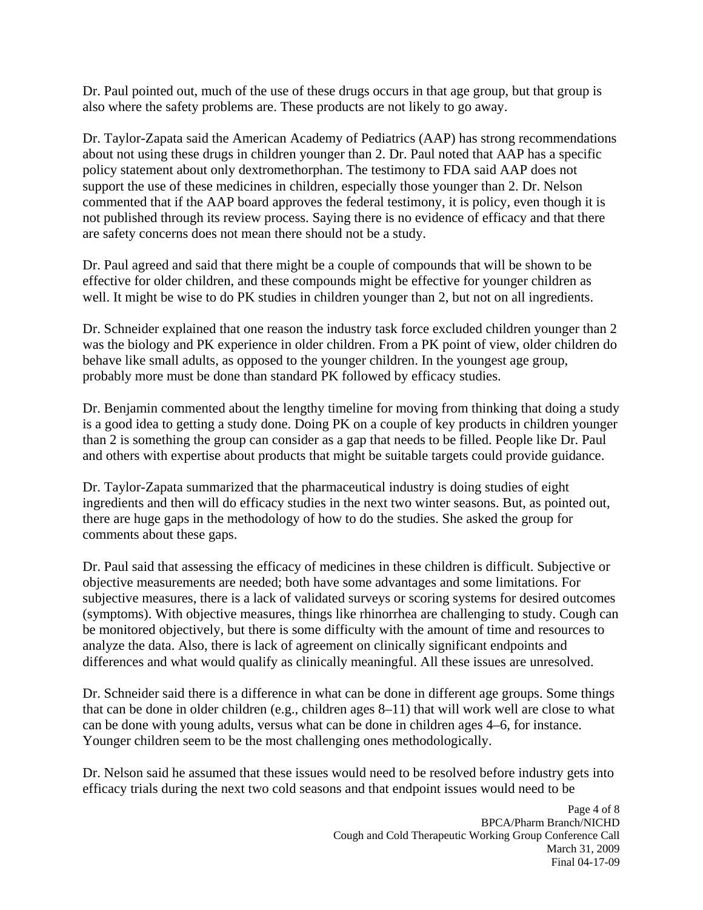Dr. Paul pointed out, much of the use of these drugs occurs in that age group, but that group is also where the safety problems are. These products are not likely to go away.

Dr. Taylor-Zapata said the American Academy of Pediatrics (AAP) has strong recommendations about not using these drugs in children younger than 2. Dr. Paul noted that AAP has a specific policy statement about only dextromethorphan. The testimony to FDA said AAP does not support the use of these medicines in children, especially those younger than 2. Dr. Nelson commented that if the AAP board approves the federal testimony, it is policy, even though it is not published through its review process. Saying there is no evidence of efficacy and that there are safety concerns does not mean there should not be a study.

Dr. Paul agreed and said that there might be a couple of compounds that will be shown to be effective for older children, and these compounds might be effective for younger children as well. It might be wise to do PK studies in children younger than 2, but not on all ingredients.

Dr. Schneider explained that one reason the industry task force excluded children younger than 2 was the biology and PK experience in older children. From a PK point of view, older children do behave like small adults, as opposed to the younger children. In the youngest age group, probably more must be done than standard PK followed by efficacy studies.

Dr. Benjamin commented about the lengthy timeline for moving from thinking that doing a study is a good idea to getting a study done. Doing PK on a couple of key products in children younger than 2 is something the group can consider as a gap that needs to be filled. People like Dr. Paul and others with expertise about products that might be suitable targets could provide guidance.

Dr. Taylor-Zapata summarized that the pharmaceutical industry is doing studies of eight ingredients and then will do efficacy studies in the next two winter seasons. But, as pointed out, there are huge gaps in the methodology of how to do the studies. She asked the group for comments about these gaps.

Dr. Paul said that assessing the efficacy of medicines in these children is difficult. Subjective or objective measurements are needed; both have some advantages and some limitations. For subjective measures, there is a lack of validated surveys or scoring systems for desired outcomes (symptoms). With objective measures, things like rhinorrhea are challenging to study. Cough can be monitored objectively, but there is some difficulty with the amount of time and resources to analyze the data. Also, there is lack of agreement on clinically significant endpoints and differences and what would qualify as clinically meaningful. All these issues are unresolved.

Dr. Schneider said there is a difference in what can be done in different age groups. Some things that can be done in older children (e.g., children ages 8–11) that will work well are close to what can be done with young adults, versus what can be done in children ages 4–6, for instance. Younger children seem to be the most challenging ones methodologically.

Dr. Nelson said he assumed that these issues would need to be resolved before industry gets into efficacy trials during the next two cold seasons and that endpoint issues would need to be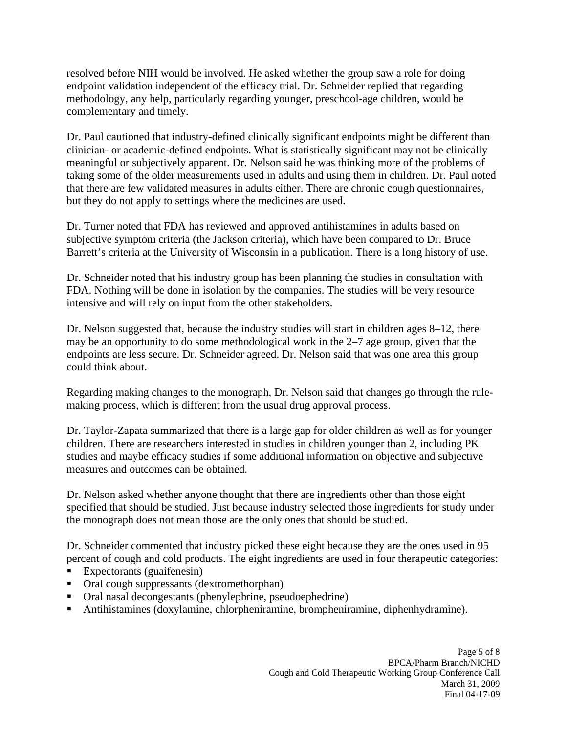resolved before NIH would be involved. He asked whether the group saw a role for doing endpoint validation independent of the efficacy trial. Dr. Schneider replied that regarding methodology, any help, particularly regarding younger, preschool-age children, would be complementary and timely.

Dr. Paul cautioned that industry-defined clinically significant endpoints might be different than clinician- or academic-defined endpoints. What is statistically significant may not be clinically meaningful or subjectively apparent. Dr. Nelson said he was thinking more of the problems of taking some of the older measurements used in adults and using them in children. Dr. Paul noted that there are few validated measures in adults either. There are chronic cough questionnaires, but they do not apply to settings where the medicines are used.

Dr. Turner noted that FDA has reviewed and approved antihistamines in adults based on subjective symptom criteria (the Jackson criteria), which have been compared to Dr. Bruce Barrett's criteria at the University of Wisconsin in a publication. There is a long history of use.

Dr. Schneider noted that his industry group has been planning the studies in consultation with FDA. Nothing will be done in isolation by the companies. The studies will be very resource intensive and will rely on input from the other stakeholders.

Dr. Nelson suggested that, because the industry studies will start in children ages 8–12, there may be an opportunity to do some methodological work in the 2–7 age group, given that the endpoints are less secure. Dr. Schneider agreed. Dr. Nelson said that was one area this group could think about.

Regarding making changes to the monograph, Dr. Nelson said that changes go through the rule-making process, which is different from the usual drug approval process.

Dr. Taylor-Zapata summarized that there is a large gap for older children as well as for younger children. There are researchers interested in studies in children younger than 2, including PK studies and maybe efficacy studies if some additional information on objective and subjective measures and outcomes can be obtained.

Dr. Nelson asked whether anyone thought that there are ingredients other than those eight specified that should be studied. Just because industry selected those ingredients for study under the monograph does not mean those are the only ones that should be studied.

Dr. Schneider commented that industry picked these eight because they are the ones used in 95 percent of cough and cold products. The eight ingredients are used in four therapeutic categories:

- Expectorants (guaifenesin)
- Oral cough suppressants (dextromethorphan)
- Oral nasal decongestants (phenylephrine, pseudoephedrine)
- Antihistamines (doxylamine, chlorpheniramine, brompheniramine, diphenhydramine).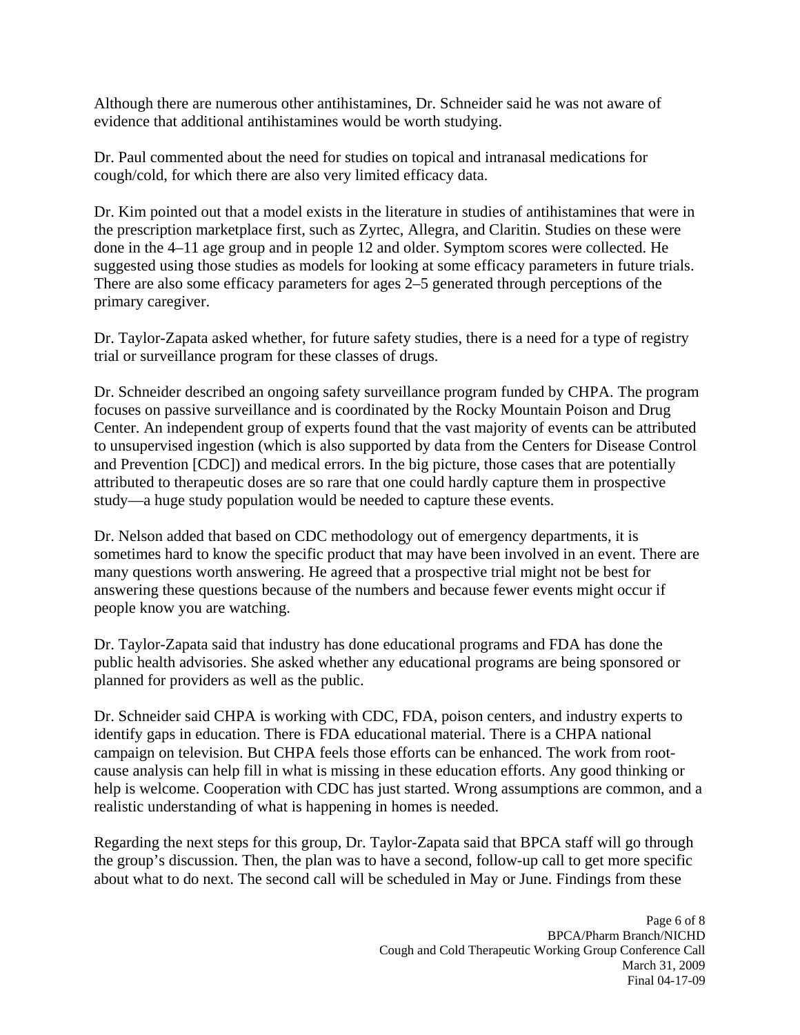Although there are numerous other antihistamines, Dr. Schneider said he was not aware of evidence that additional antihistamines would be worth studying.

Dr. Paul commented about the need for studies on topical and intranasal medications for cough/cold, for which there are also very limited efficacy data.

Dr. Kim pointed out that a model exists in the literature in studies of antihistamines that were in the prescription marketplace first, such as Zyrtec, Allegra, and Claritin. Studies on these were done in the 4–11 age group and in people 12 and older. Symptom scores were collected. He suggested using those studies as models for looking at some efficacy parameters in future trials. There are also some efficacy parameters for ages 2–5 generated through perceptions of the primary caregiver.

Dr. Taylor-Zapata asked whether, for future safety studies, there is a need for a type of registry trial or surveillance program for these classes of drugs.

Dr. Schneider described an ongoing safety surveillance program funded by CHPA. The program focuses on passive surveillance and is coordinated by the Rocky Mountain Poison and Drug Center. An independent group of experts found that the vast majority of events can be attributed to unsupervised ingestion (which is also supported by data from the Centers for Disease Control and Prevention [CDC]) and medical errors. In the big picture, those cases that are potentially attributed to therapeutic doses are so rare that one could hardly capture them in prospective study—a huge study population would be needed to capture these events.

Dr. Nelson added that based on CDC methodology out of emergency departments, it is sometimes hard to know the specific product that may have been involved in an event. There are many questions worth answering. He agreed that a prospective trial might not be best for answering these questions because of the numbers and because fewer events might occur if people know you are watching.

Dr. Taylor-Zapata said that industry has done educational programs and FDA has done the public health advisories. She asked whether any educational programs are being sponsored or planned for providers as well as the public.

Dr. Schneider said CHPA is working with CDC, FDA, poison centers, and industry experts to identify gaps in education. There is FDA educational material. There is a CHPA national campaign on television. But CHPA feels those efforts can be enhanced. The work from root-cause analysis can help fill in what is missing in these education efforts. Any good thinking or help is welcome. Cooperation with CDC has just started. Wrong assumptions are common, and a realistic understanding of what is happening in homes is needed.

Regarding the next steps for this group, Dr. Taylor-Zapata said that BPCA staff will go through the group's discussion. Then, the plan was to have a second, follow-up call to get more specific about what to do next. The second call will be scheduled in May or June. Findings from these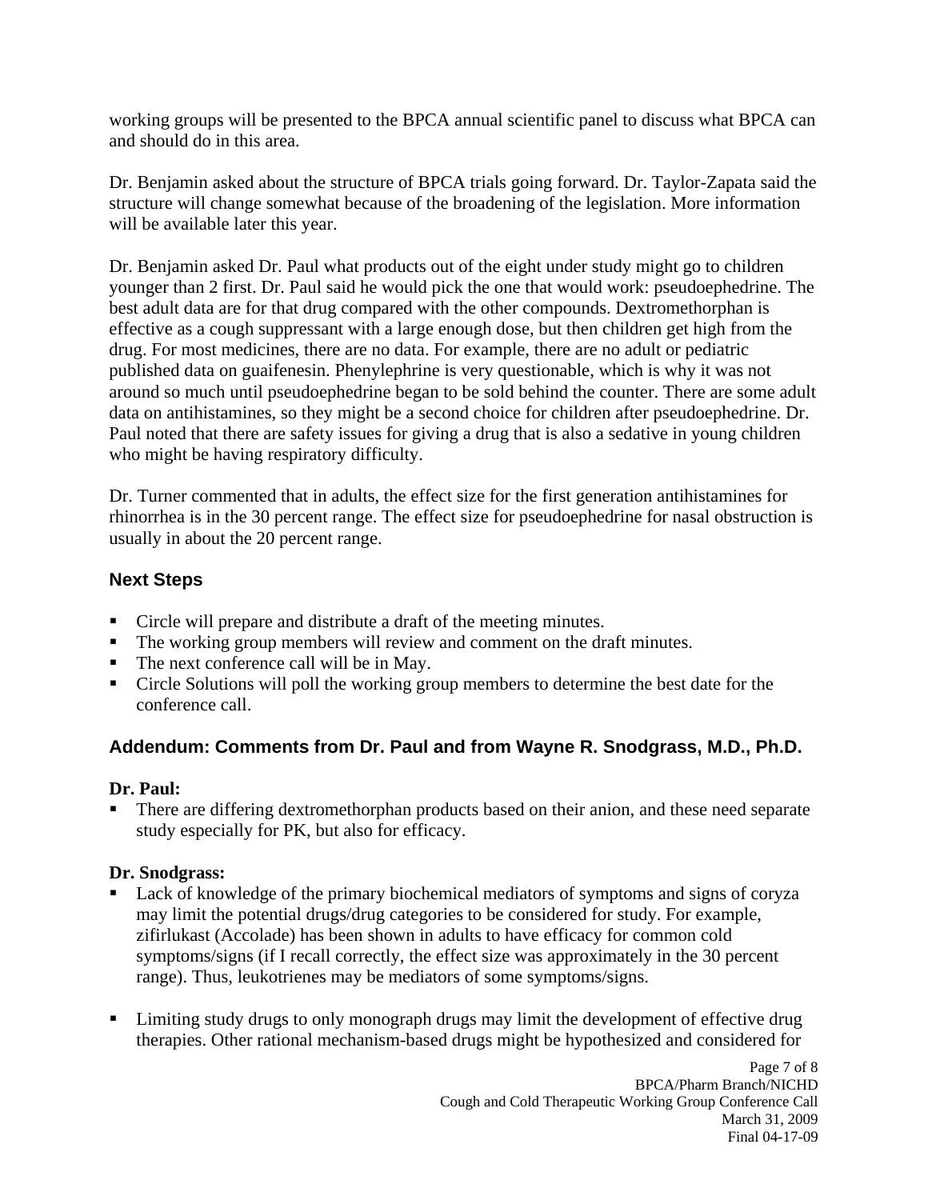working groups will be presented to the BPCA annual scientific panel to discuss what BPCA can and should do in this area.

Dr. Benjamin asked about the structure of BPCA trials going forward. Dr. Taylor-Zapata said the structure will change somewhat because of the broadening of the legislation. More information will be available later this year.

Dr. Benjamin asked Dr. Paul what products out of the eight under study might go to children younger than 2 first. Dr. Paul said he would pick the one that would work: pseudoephedrine. The best adult data are for that drug compared with the other compounds. Dextromethorphan is effective as a cough suppressant with a large enough dose, but then children get high from the drug. For most medicines, there are no data. For example, there are no adult or pediatric published data on guaifenesin. Phenylephrine is very questionable, which is why it was not around so much until pseudoephedrine began to be sold behind the counter. There are some adult data on antihistamines, so they might be a second choice for children after pseudoephedrine. Dr. Paul noted that there are safety issues for giving a drug that is also a sedative in young children who might be having respiratory difficulty.

Dr. Turner commented that in adults, the effect size for the first generation antihistamines for rhinorrhea is in the 30 percent range. The effect size for pseudoephedrine for nasal obstruction is usually in about the 20 percent range.

## Next Steps

- Circle will prepare and distribute a draft of the meeting minutes.
- The working group members will review and comment on the draft minutes.
- The next conference call will be in May.
- Circle Solutions will poll the working group members to determine the best date for the conference call.

## Addendum: Comments from Dr. Paul and from Wayne R. Snodgrass, M.D., Ph.D.

**Dr. Paul:**

- There are differing dextromethorphan products based on their anion, and these need separate study especially for PK, but also for efficacy.

**Dr. Snodgrass:**

- Lack of knowledge of the primary biochemical mediators of symptoms and signs of coryza may limit the potential drugs/drug categories to be considered for study. For example, zifirlukast (Accolade) has been shown in adults to have efficacy for common cold symptoms/signs (if I recall correctly, the effect size was approximately in the 30 percent range). Thus, leukotrienes may be mediators of some symptoms/signs.

- Limiting study drugs to only monograph drugs may limit the development of effective drug therapies. Other rational mechanism-based drugs might be hypothesized and considered for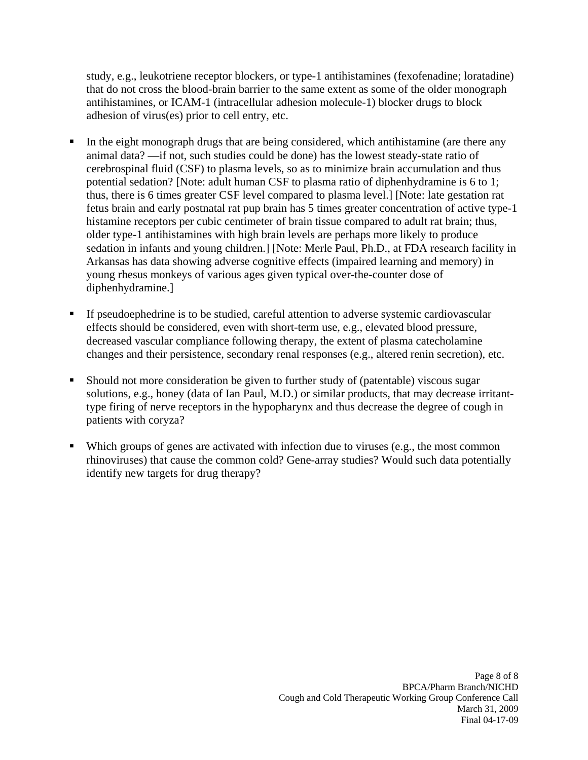study, e.g., leukotriene receptor blockers, or type-1 antihistamines (fexofenadine; loratadine) that do not cross the blood-brain barrier to the same extent as some of the older monograph antihistamines, or ICAM-1 (intracellular adhesion molecule-1) blocker drugs to block adhesion of virus(es) prior to cell entry, etc.

- In the eight monograph drugs that are being considered, which antihistamine (are there any animal data? —if not, such studies could be done) has the lowest steady-state ratio of cerebrospinal fluid (CSF) to plasma levels, so as to minimize brain accumulation and thus potential sedation? [Note: adult human CSF to plasma ratio of diphenhydramine is 6 to 1; thus, there is 6 times greater CSF level compared to plasma level.] [Note: late gestation rat fetus brain and early postnatal rat pup brain has 5 times greater concentration of active type-1 histamine receptors per cubic centimeter of brain tissue compared to adult rat brain; thus, older type-1 antihistamines with high brain levels are perhaps more likely to produce sedation in infants and young children.] [Note: Merle Paul, Ph.D., at FDA research facility in Arkansas has data showing adverse cognitive effects (impaired learning and memory) in young rhesus monkeys of various ages given typical over-the-counter dose of diphenhydramine.]

- If pseudoephedrine is to be studied, careful attention to adverse systemic cardiovascular effects should be considered, even with short-term use, e.g., elevated blood pressure, decreased vascular compliance following therapy, the extent of plasma catecholamine changes and their persistence, secondary renal responses (e.g., altered renin secretion), etc.

- Should not more consideration be given to further study of (patentable) viscous sugar solutions, e.g., honey (data of Ian Paul, M.D.) or similar products, that may decrease irritant-type firing of nerve receptors in the hypopharynx and thus decrease the degree of cough in patients with coryza?

- Which groups of genes are activated with infection due to viruses (e.g., the most common rhinoviruses) that cause the common cold? Gene-array studies? Would such data potentially identify new targets for drug therapy?